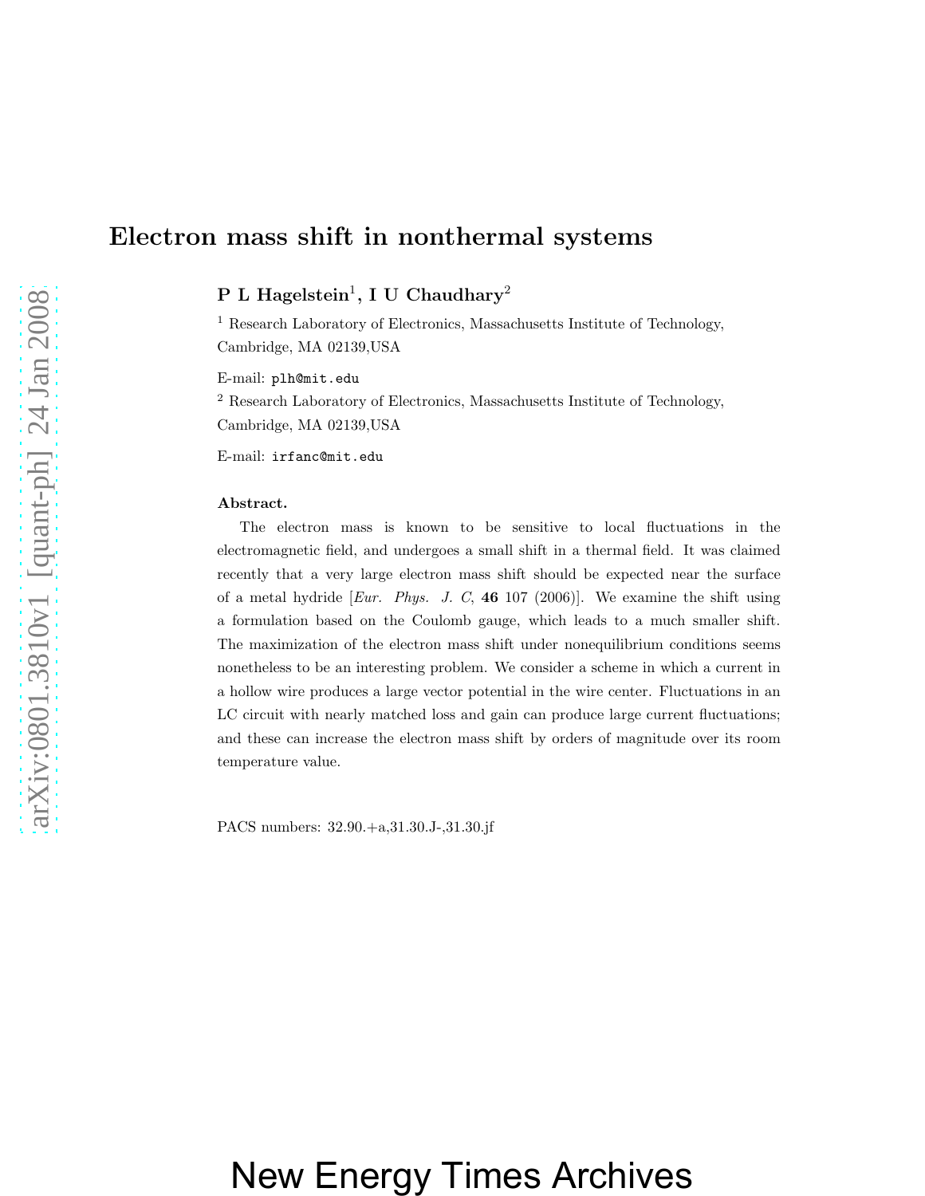# Electron mass shift in nonthermal systems

**P L Hagelstein**[1]**, I U Chaudhary**[2]

[1] Research Laboratory of Electronics, Massachusetts Institute of Technology, Cambridge, MA 02139,USA

E-mail: plh@mit.edu

[2] Research Laboratory of Electronics, Massachusetts Institute of Technology, Cambridge, MA 02139,USA

E-mail: irfanc@mit.edu

**Abstract.**

The electron mass is known to be sensitive to local fluctuations in the electromagnetic field, and undergoes a small shift in a thermal field. It was claimed recently that a very large electron mass shift should be expected near the surface of a metal hydride [*Eur. Phys. J. C*, **46** 107 (2006)]. We examine the shift using a formulation based on the Coulomb gauge, which leads to a much smaller shift. The maximization of the electron mass shift under nonequilibrium conditions seems nonetheless to be an interesting problem. We consider a scheme in which a current in a hollow wire produces a large vector potential in the wire center. Fluctuations in an LC circuit with nearly matched loss and gain can produce large current fluctuations; and these can increase the electron mass shift by orders of magnitude over its room temperature value.

PACS numbers: 32.90.+a,31.30.J-,31.30.jf

New Energy Times Archives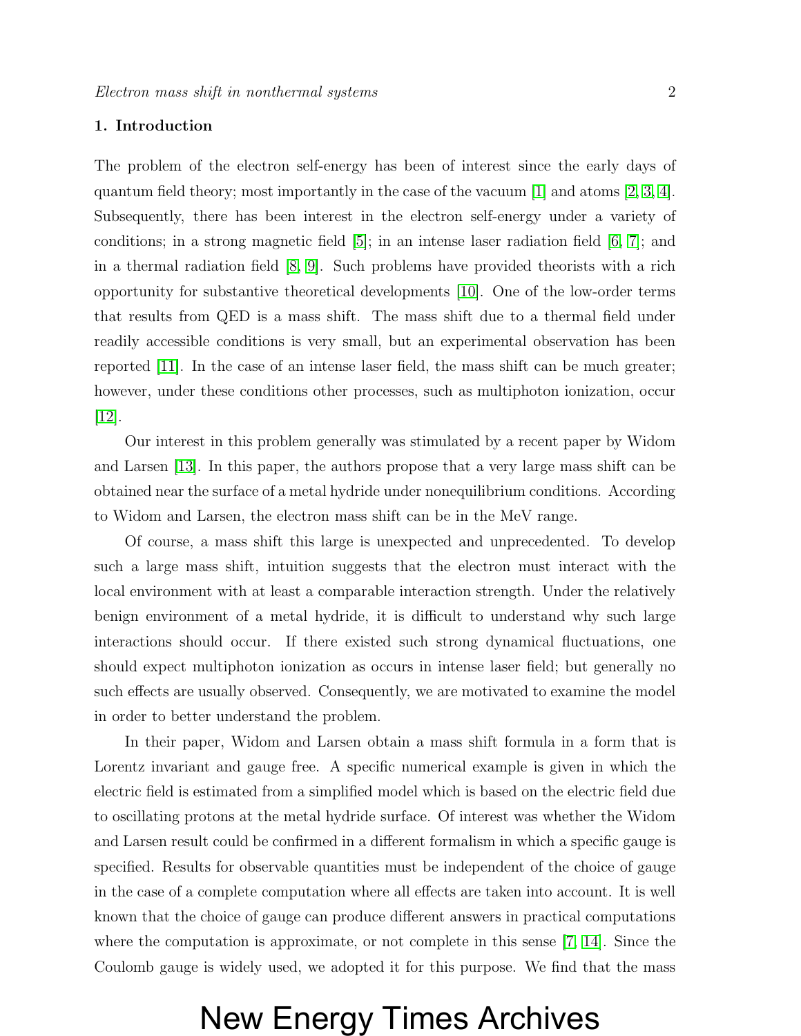## 1. Introduction

The problem of the electron self-energy has been of interest since the early days of quantum field theory; most importantly in the case of the vacuum [1] and atoms [2, 3, 4]. Subsequently, there has been interest in the electron self-energy under a variety of conditions; in a strong magnetic field [5]; in an intense laser radiation field [6, 7]; and in a thermal radiation field [8, 9]. Such problems have provided theorists with a rich opportunity for substantive theoretical developments [10]. One of the low-order terms that results from QED is a mass shift. The mass shift due to a thermal field under readily accessible conditions is very small, but an experimental observation has been reported [11]. In the case of an intense laser field, the mass shift can be much greater; however, under these conditions other processes, such as multiphoton ionization, occur [12].

Our interest in this problem generally was stimulated by a recent paper by Widom and Larsen [13]. In this paper, the authors propose that a very large mass shift can be obtained near the surface of a metal hydride under nonequilibrium conditions. According to Widom and Larsen, the electron mass shift can be in the MeV range.

Of course, a mass shift this large is unexpected and unprecedented. To develop such a large mass shift, intuition suggests that the electron must interact with the local environment with at least a comparable interaction strength. Under the relatively benign environment of a metal hydride, it is difficult to understand why such large interactions should occur. If there existed such strong dynamical fluctuations, one should expect multiphoton ionization as occurs in intense laser field; but generally no such effects are usually observed. Consequently, we are motivated to examine the model in order to better understand the problem.

In their paper, Widom and Larsen obtain a mass shift formula in a form that is Lorentz invariant and gauge free. A specific numerical example is given in which the electric field is estimated from a simplified model which is based on the electric field due to oscillating protons at the metal hydride surface. Of interest was whether the Widom and Larsen result could be confirmed in a different formalism in which a specific gauge is specified. Results for observable quantities must be independent of the choice of gauge in the case of a complete computation where all effects are taken into account. It is well known that the choice of gauge can produce different answers in practical computations where the computation is approximate, or not complete in this sense [7, 14]. Since the Coulomb gauge is widely used, we adopted it for this purpose. We find that the mass

New Energy Times Archives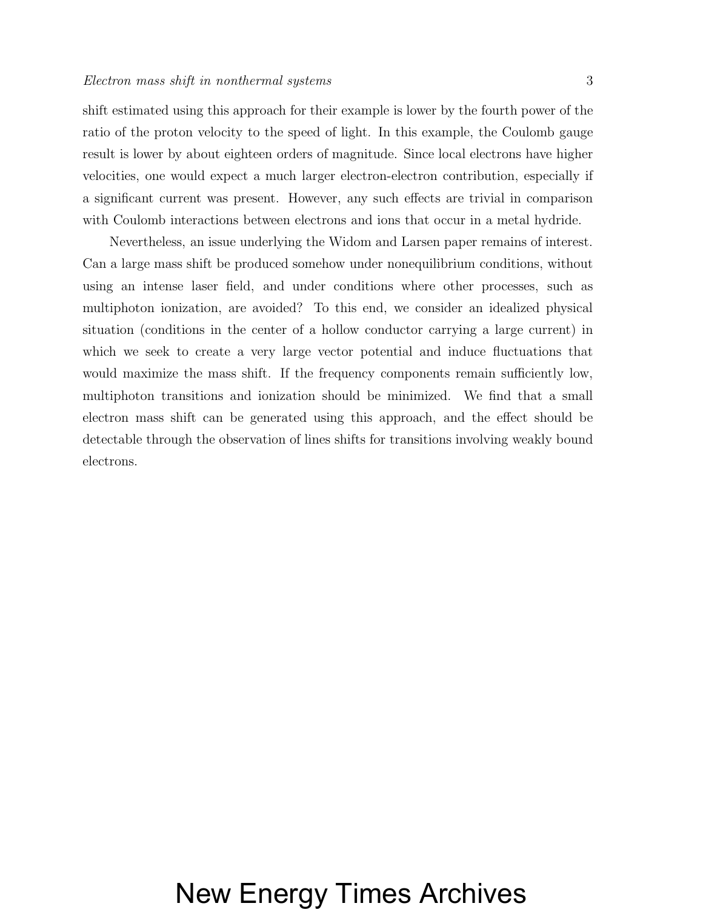shift estimated using this approach for their example is lower by the fourth power of the ratio of the proton velocity to the speed of light. In this example, the Coulomb gauge result is lower by about eighteen orders of magnitude. Since local electrons have higher velocities, one would expect a much larger electron-electron contribution, especially if a significant current was present. However, any such effects are trivial in comparison with Coulomb interactions between electrons and ions that occur in a metal hydride.

Nevertheless, an issue underlying the Widom and Larsen paper remains of interest. Can a large mass shift be produced somehow under nonequilibrium conditions, without using an intense laser field, and under conditions where other processes, such as multiphoton ionization, are avoided? To this end, we consider an idealized physical situation (conditions in the center of a hollow conductor carrying a large current) in which we seek to create a very large vector potential and induce fluctuations that would maximize the mass shift. If the frequency components remain sufficiently low, multiphoton transitions and ionization should be minimized. We find that a small electron mass shift can be generated using this approach, and the effect should be detectable through the observation of lines shifts for transitions involving weakly bound electrons.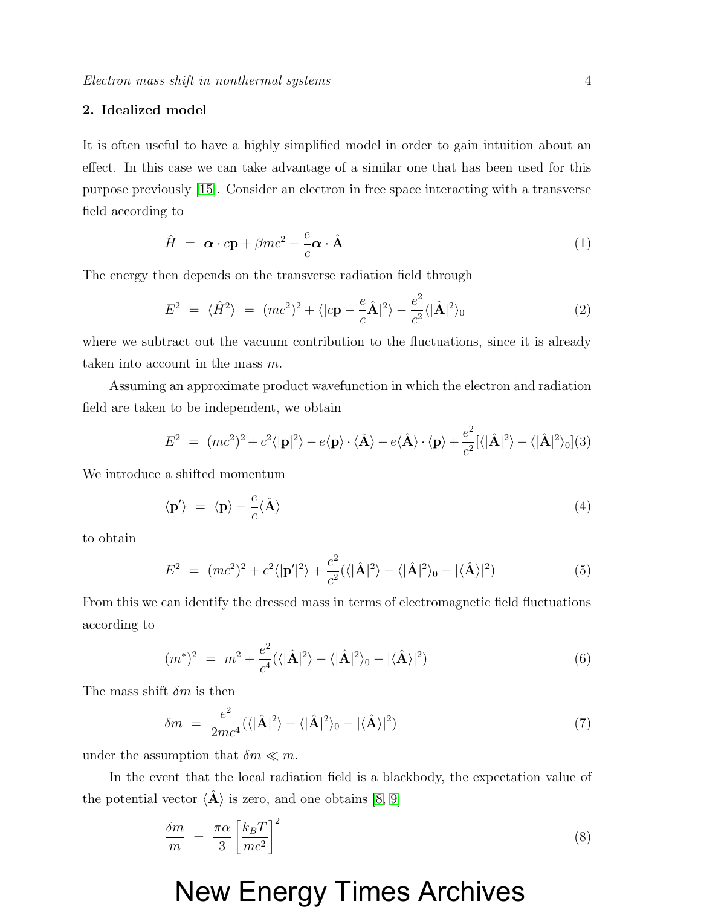## 2. Idealized model

It is often useful to have a highly simplified model in order to gain intuition about an effect. In this case we can take advantage of a similar one that has been used for this purpose previously [15]. Consider an electron in free space interacting with a transverse field according to

$$\hat{H} \;=\; \boldsymbol{\alpha} \cdot c\mathbf{p} + \beta mc^2 - \frac{e}{c}\boldsymbol{\alpha} \cdot \hat{\mathbf{A}} \tag{1}$$

The energy then depends on the transverse radiation field through

$$E^2 \;=\; \langle \hat{H}^2 \rangle \;=\; (mc^2)^2 + \langle |c\mathbf{p} - \frac{e}{c}\hat{\mathbf{A}}|^2 \rangle - \frac{e^2}{c^2}\langle |\hat{\mathbf{A}}|^2 \rangle_0 \tag{2}$$

where we subtract out the vacuum contribution to the fluctuations, since it is already taken into account in the mass $m$.

Assuming an approximate product wavefunction in which the electron and radiation field are taken to be independent, we obtain

$$E^2 \;=\; (mc^2)^2 + c^2\langle |\mathbf{p}|^2 \rangle - e\langle \mathbf{p} \rangle \cdot \langle \hat{\mathbf{A}} \rangle - e\langle \hat{\mathbf{A}} \rangle \cdot \langle \mathbf{p} \rangle + \frac{e^2}{c^2}[\langle |\hat{\mathbf{A}}|^2 \rangle - \langle |\hat{\mathbf{A}}|^2 \rangle_0] \tag{3}$$

We introduce a shifted momentum

$$\langle \mathbf{p}' \rangle \;=\; \langle \mathbf{p} \rangle - \frac{e}{c}\langle \hat{\mathbf{A}} \rangle \tag{4}$$

to obtain

$$E^2 \;=\; (mc^2)^2 + c^2\langle |\mathbf{p}'|^2 \rangle + \frac{e^2}{c^2}(\langle |\hat{\mathbf{A}}|^2 \rangle - \langle |\hat{\mathbf{A}}|^2 \rangle_0 - |\langle \hat{\mathbf{A}} \rangle|^2) \tag{5}$$

From this we can identify the dressed mass in terms of electromagnetic field fluctuations according to

$$(m^*)^2 \;=\; m^2 + \frac{e^2}{c^4}(\langle |\hat{\mathbf{A}}|^2 \rangle - \langle |\hat{\mathbf{A}}|^2 \rangle_0 - |\langle \hat{\mathbf{A}} \rangle|^2) \tag{6}$$

The mass shift $\delta m$ is then

$$\delta m \;=\; \frac{e^2}{2mc^4}(\langle |\hat{\mathbf{A}}|^2 \rangle - \langle |\hat{\mathbf{A}}|^2 \rangle_0 - |\langle \hat{\mathbf{A}} \rangle|^2) \tag{7}$$

under the assumption that $\delta m \ll m$.

In the event that the local radiation field is a blackbody, the expectation value of the potential vector $\langle \hat{\mathbf{A}} \rangle$ is zero, and one obtains [8, 9]

$$\frac{\delta m}{m} \;=\; \frac{\pi\alpha}{3}\left[\frac{k_B T}{mc^2}\right]^2 \tag{8}$$

New Energy Times Archives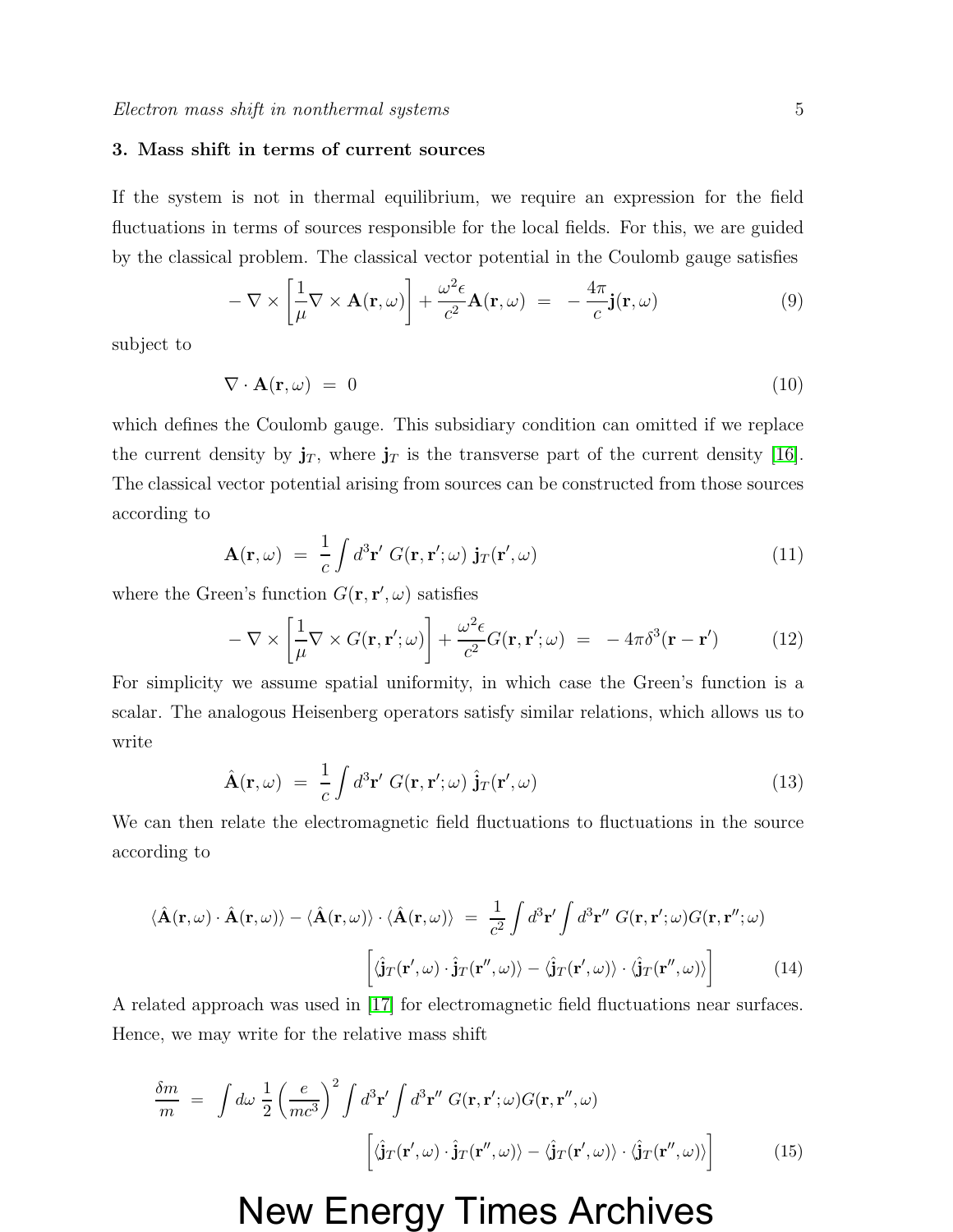### 3. Mass shift in terms of current sources

If the system is not in thermal equilibrium, we require an expression for the field fluctuations in terms of sources responsible for the local fields. For this, we are guided by the classical problem. The classical vector potential in the Coulomb gauge satisfies

$$
-\nabla \times \left[ \frac{1}{\mu} \nabla \times \mathbf{A}(\mathbf{r}, \omega) \right] + \frac{\omega^2 \epsilon}{c^2} \mathbf{A}(\mathbf{r}, \omega) \ = \ -\frac{4\pi}{c} \mathbf{j}(\mathbf{r}, \omega) \tag{9}
$$

subject to

$$
\nabla \cdot \mathbf{A}(\mathbf{r}, \omega) \ = \ 0 \tag{10}
$$

which defines the Coulomb gauge. This subsidiary condition can omitted if we replace the current density by $\mathbf{j}_T$, where $\mathbf{j}_T$ is the transverse part of the current density [16]. The classical vector potential arising from sources can be constructed from those sources according to

$$
\mathbf{A}(\mathbf{r}, \omega) \ = \ \frac{1}{c} \int d^3\mathbf{r}' \ G(\mathbf{r}, \mathbf{r}'; \omega) \ \mathbf{j}_T(\mathbf{r}', \omega) \tag{11}
$$

where the Green's function $G(\mathbf{r}, \mathbf{r}', \omega)$ satisfies

$$
-\nabla \times \left[ \frac{1}{\mu} \nabla \times G(\mathbf{r}, \mathbf{r}'; \omega) \right] + \frac{\omega^2 \epsilon}{c^2} G(\mathbf{r}, \mathbf{r}'; \omega) \ = \ -4\pi \delta^3(\mathbf{r} - \mathbf{r}') \tag{12}
$$

For simplicity we assume spatial uniformity, in which case the Green's function is a scalar. The analogous Heisenberg operators satisfy similar relations, which allows us to write

$$
\hat{\mathbf{A}}(\mathbf{r}, \omega) \ = \ \frac{1}{c} \int d^3\mathbf{r}' \ G(\mathbf{r}, \mathbf{r}'; \omega) \ \hat{\mathbf{j}}_T(\mathbf{r}', \omega) \tag{13}
$$

We can then relate the electromagnetic field fluctuations to fluctuations in the source according to

$$
\langle \hat{\mathbf{A}}(\mathbf{r}, \omega) \cdot \hat{\mathbf{A}}(\mathbf{r}, \omega) \rangle - \langle \hat{\mathbf{A}}(\mathbf{r}, \omega) \rangle \cdot \langle \hat{\mathbf{A}}(\mathbf{r}, \omega) \rangle \ = \ \frac{1}{c^2} \int d^3\mathbf{r}' \int d^3\mathbf{r}'' \ G(\mathbf{r}, \mathbf{r}'; \omega) G(\mathbf{r}, \mathbf{r}''; \omega)
\left[ \langle \hat{\mathbf{j}}_T(\mathbf{r}', \omega) \cdot \hat{\mathbf{j}}_T(\mathbf{r}'', \omega) \rangle - \langle \hat{\mathbf{j}}_T(\mathbf{r}', \omega) \rangle \cdot \langle \hat{\mathbf{j}}_T(\mathbf{r}'', \omega) \rangle \right] \tag{14}
$$

A related approach was used in [17] for electromagnetic field fluctuations near surfaces. Hence, we may write for the relative mass shift

$$
\frac{\delta m}{m} \ = \ \int d\omega \ \frac{1}{2} \left( \frac{e}{mc^3} \right)^2 \int d^3\mathbf{r}' \int d^3\mathbf{r}'' \ G(\mathbf{r}, \mathbf{r}'; \omega) G(\mathbf{r}, \mathbf{r}'', \omega)
\left[ \langle \hat{\mathbf{j}}_T(\mathbf{r}', \omega) \cdot \hat{\mathbf{j}}_T(\mathbf{r}'', \omega) \rangle - \langle \hat{\mathbf{j}}_T(\mathbf{r}', \omega) \rangle \cdot \langle \hat{\mathbf{j}}_T(\mathbf{r}'', \omega) \rangle \right] \tag{15}
$$

New Energy Times Archives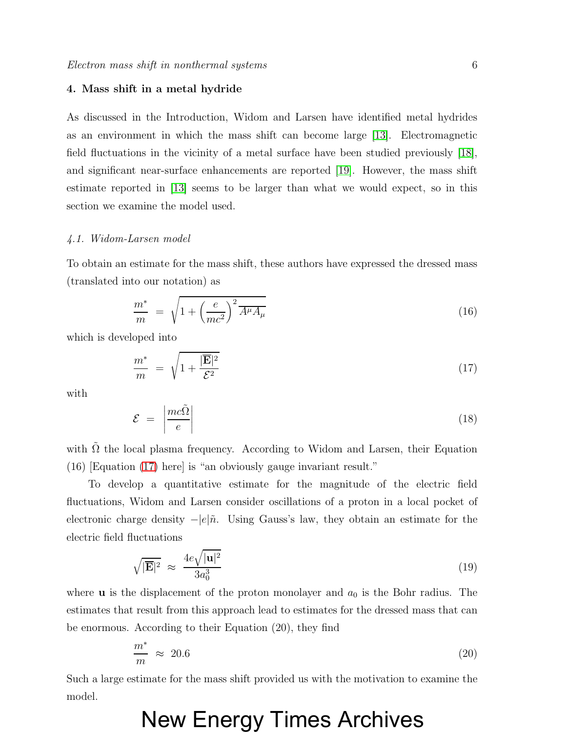## 4. Mass shift in a metal hydride

As discussed in the Introduction, Widom and Larsen have identified metal hydrides as an environment in which the mass shift can become large [13]. Electromagnetic field fluctuations in the vicinity of a metal surface have been studied previously [18], and significant near-surface enhancements are reported [19]. However, the mass shift estimate reported in [13] seems to be larger than what we would expect, so in this section we examine the model used.

### *4.1. Widom-Larsen model*

To obtain an estimate for the mass shift, these authors have expressed the dressed mass (translated into our notation) as

$$\frac{m^*}{m} = \sqrt{1 + \left(\frac{e}{mc^2}\right)^2 \overline{A^\mu A_\mu}} \tag{16}$$

which is developed into

$$\frac{m^*}{m} = \sqrt{1 + \frac{|\overline{\mathbf{E}}|^2}{\mathcal{E}^2}} \tag{17}$$

with

$$\mathcal{E} = \left| \frac{mc\tilde{\Omega}}{e} \right| \tag{18}$$

with $\tilde{\Omega}$ the local plasma frequency. According to Widom and Larsen, their Equation (16) [Equation (17) here] is "an obviously gauge invariant result."

To develop a quantitative estimate for the magnitude of the electric field fluctuations, Widom and Larsen consider oscillations of a proton in a local pocket of electronic charge density $-|e|\tilde{n}$. Using Gauss's law, they obtain an estimate for the electric field fluctuations

$$\sqrt{|\overline{\mathbf{E}}|^2} \approx \frac{4e\sqrt{|\mathbf{u}|^2}}{3a_0^3} \tag{19}$$

where $\mathbf{u}$ is the displacement of the proton monolayer and $a_0$ is the Bohr radius. The estimates that result from this approach lead to estimates for the dressed mass that can be enormous. According to their Equation (20), they find

$$\frac{m^*}{m} \approx 20.6 \tag{20}$$

Such a large estimate for the mass shift provided us with the motivation to examine the model.

New Energy Times Archives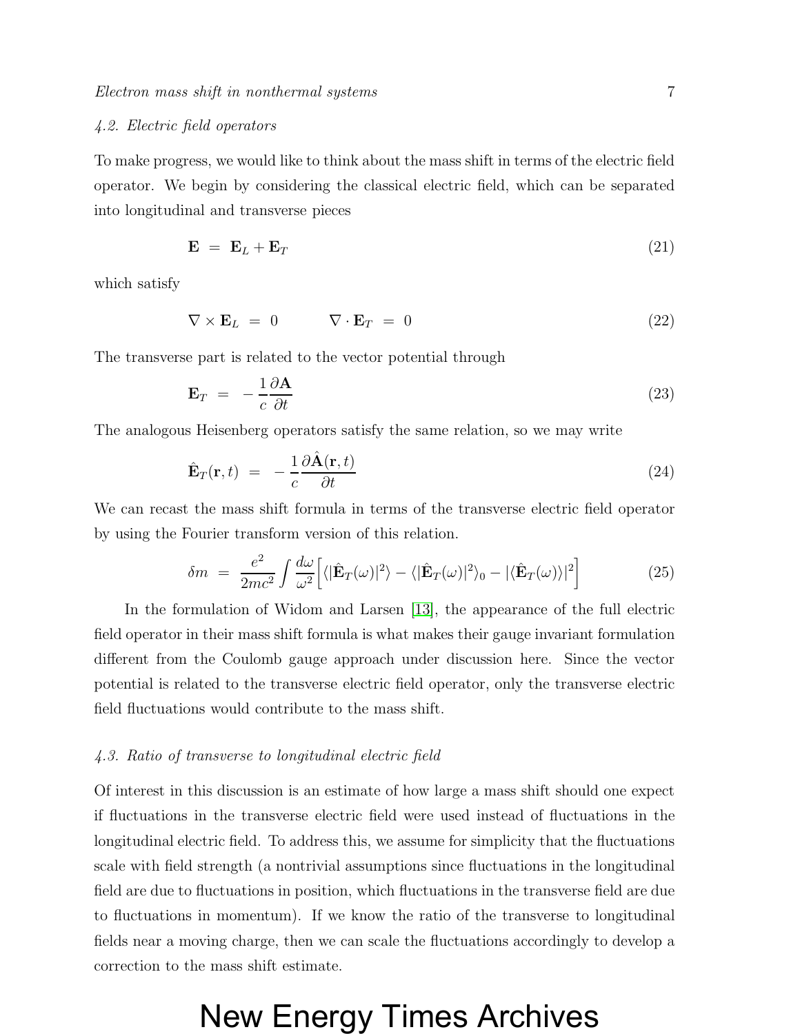### 4.2. Electric field operators

To make progress, we would like to think about the mass shift in terms of the electric field operator. We begin by considering the classical electric field, which can be separated into longitudinal and transverse pieces

$$\mathbf{E} \;=\; \mathbf{E}_L + \mathbf{E}_T \tag{21}$$

which satisfy

$$\nabla \times \mathbf{E}_L \;=\; 0 \qquad\qquad \nabla \cdot \mathbf{E}_T \;=\; 0 \tag{22}$$

The transverse part is related to the vector potential through

$$\mathbf{E}_T \;=\; -\frac{1}{c}\frac{\partial \mathbf{A}}{\partial t} \tag{23}$$

The analogous Heisenberg operators satisfy the same relation, so we may write

$$\hat{\mathbf{E}}_T(\mathbf{r},t) \;=\; -\frac{1}{c}\frac{\partial \hat{\mathbf{A}}(\mathbf{r},t)}{\partial t} \tag{24}$$

We can recast the mass shift formula in terms of the transverse electric field operator by using the Fourier transform version of this relation.

$$\delta m \;=\; \frac{e^2}{2mc^2}\int \frac{d\omega}{\omega^2}\Big[\langle|\hat{\mathbf{E}}_T(\omega)|^2\rangle - \langle|\hat{\mathbf{E}}_T(\omega)|^2\rangle_0 - |\langle\hat{\mathbf{E}}_T(\omega)\rangle|^2\Big] \tag{25}$$

In the formulation of Widom and Larsen [13], the appearance of the full electric field operator in their mass shift formula is what makes their gauge invariant formulation different from the Coulomb gauge approach under discussion here. Since the vector potential is related to the transverse electric field operator, only the transverse electric field fluctuations would contribute to the mass shift.

### 4.3. Ratio of transverse to longitudinal electric field

Of interest in this discussion is an estimate of how large a mass shift should one expect if fluctuations in the transverse electric field were used instead of fluctuations in the longitudinal electric field. To address this, we assume for simplicity that the fluctuations scale with field strength (a nontrivial assumptions since fluctuations in the longitudinal field are due to fluctuations in position, which fluctuations in the transverse field are due to fluctuations in momentum). If we know the ratio of the transverse to longitudinal fields near a moving charge, then we can scale the fluctuations accordingly to develop a correction to the mass shift estimate.

New Energy Times Archives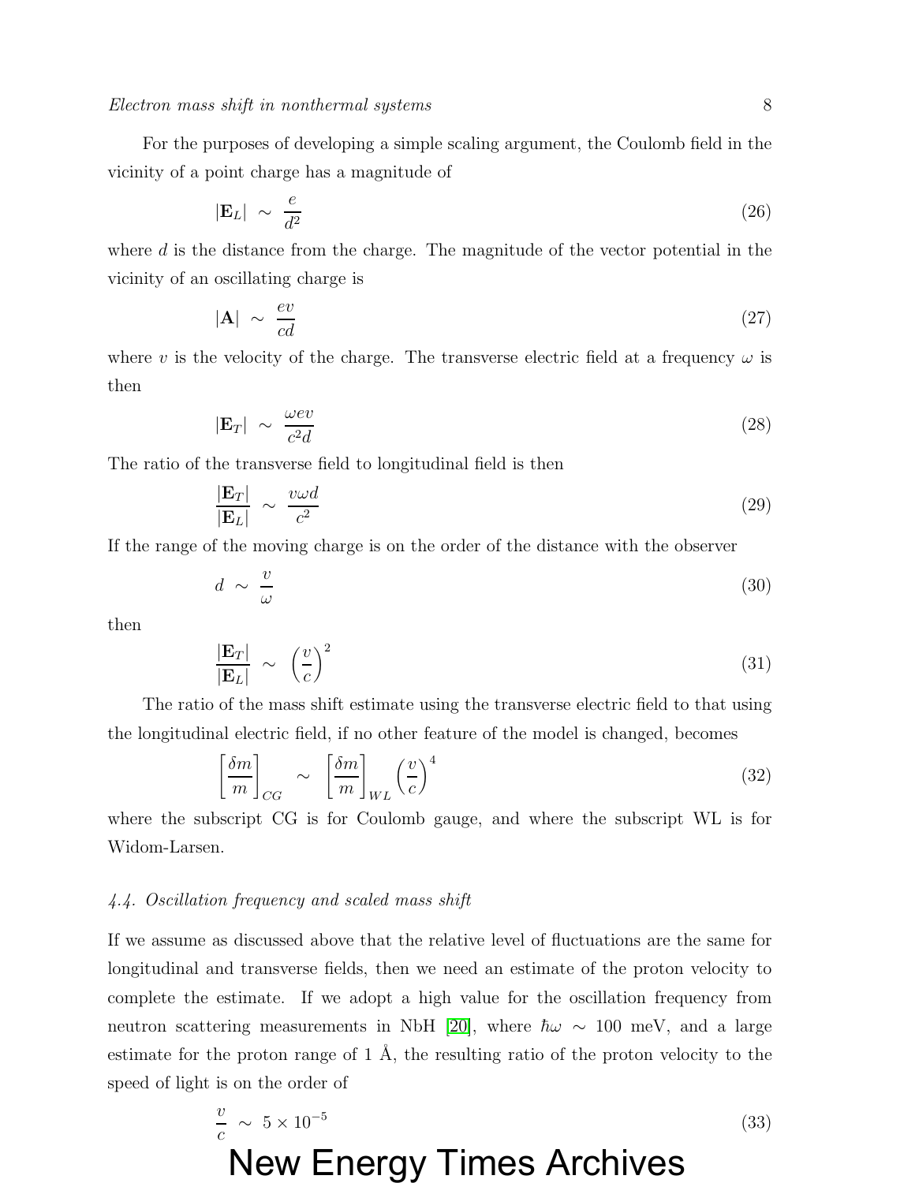For the purposes of developing a simple scaling argument, the Coulomb field in the vicinity of a point charge has a magnitude of

$$|\mathbf{E}_L| \sim \frac{e}{d^2} \tag{26}$$

where $d$ is the distance from the charge. The magnitude of the vector potential in the vicinity of an oscillating charge is

$$|\mathbf{A}| \sim \frac{ev}{cd} \tag{27}$$

where $v$ is the velocity of the charge. The transverse electric field at a frequency $\omega$ is then

$$|\mathbf{E}_T| \sim \frac{\omega e v}{c^2 d} \tag{28}$$

The ratio of the transverse field to longitudinal field is then

$$\frac{|\mathbf{E}_T|}{|\mathbf{E}_L|} \sim \frac{v \omega d}{c^2} \tag{29}$$

If the range of the moving charge is on the order of the distance with the observer

$$d \sim \frac{v}{\omega} \tag{30}$$

then

$$\frac{|\mathbf{E}_T|}{|\mathbf{E}_L|} \sim \left(\frac{v}{c}\right)^2 \tag{31}$$

The ratio of the mass shift estimate using the transverse electric field to that using the longitudinal electric field, if no other feature of the model is changed, becomes

$$\left[\frac{\delta m}{m}\right]_{CG} \sim \left[\frac{\delta m}{m}\right]_{WL} \left(\frac{v}{c}\right)^4 \tag{32}$$

where the subscript CG is for Coulomb gauge, and where the subscript WL is for Widom-Larsen.

### 4.4. Oscillation frequency and scaled mass shift

If we assume as discussed above that the relative level of fluctuations are the same for longitudinal and transverse fields, then we need an estimate of the proton velocity to complete the estimate. If we adopt a high value for the oscillation frequency from neutron scattering measurements in NbH [20], where $\hbar\omega \sim 100$ meV, and a large estimate for the proton range of 1 Å, the resulting ratio of the proton velocity to the speed of light is on the order of

$$\frac{v}{c} \sim 5 \times 10^{-5} \tag{33}$$

New Energy Times Archives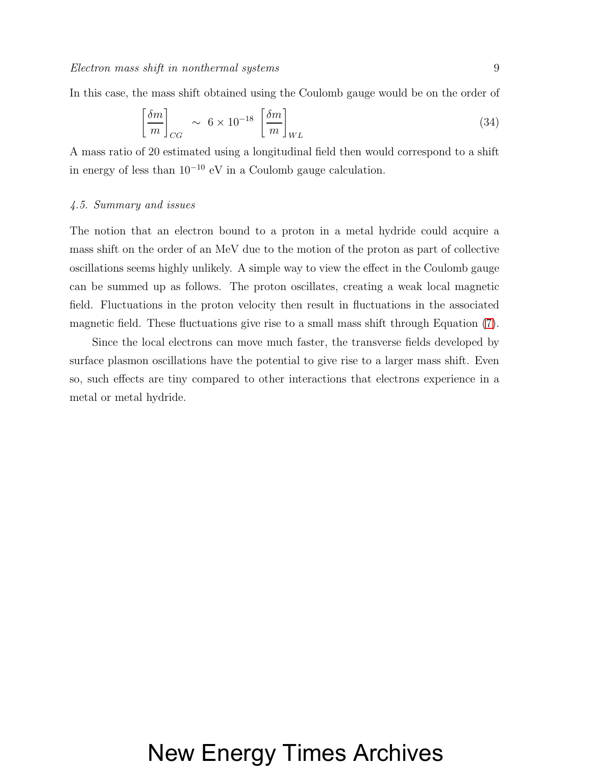In this case, the mass shift obtained using the Coulomb gauge would be on the order of

$$\left[\frac{\delta m}{m}\right]_{CG} \sim 6 \times 10^{-18} \left[\frac{\delta m}{m}\right]_{WL} \tag{34}$$

A mass ratio of 20 estimated using a longitudinal field then would correspond to a shift in energy of less than $10^{-10}$ eV in a Coulomb gauge calculation.

### *4.5. Summary and issues*

The notion that an electron bound to a proton in a metal hydride could acquire a mass shift on the order of an MeV due to the motion of the proton as part of collective oscillations seems highly unlikely. A simple way to view the effect in the Coulomb gauge can be summed up as follows. The proton oscillates, creating a weak local magnetic field. Fluctuations in the proton velocity then result in fluctuations in the associated magnetic field. These fluctuations give rise to a small mass shift through Equation (7).

Since the local electrons can move much faster, the transverse fields developed by surface plasmon oscillations have the potential to give rise to a larger mass shift. Even so, such effects are tiny compared to other interactions that electrons experience in a metal or metal hydride.

New Energy Times Archives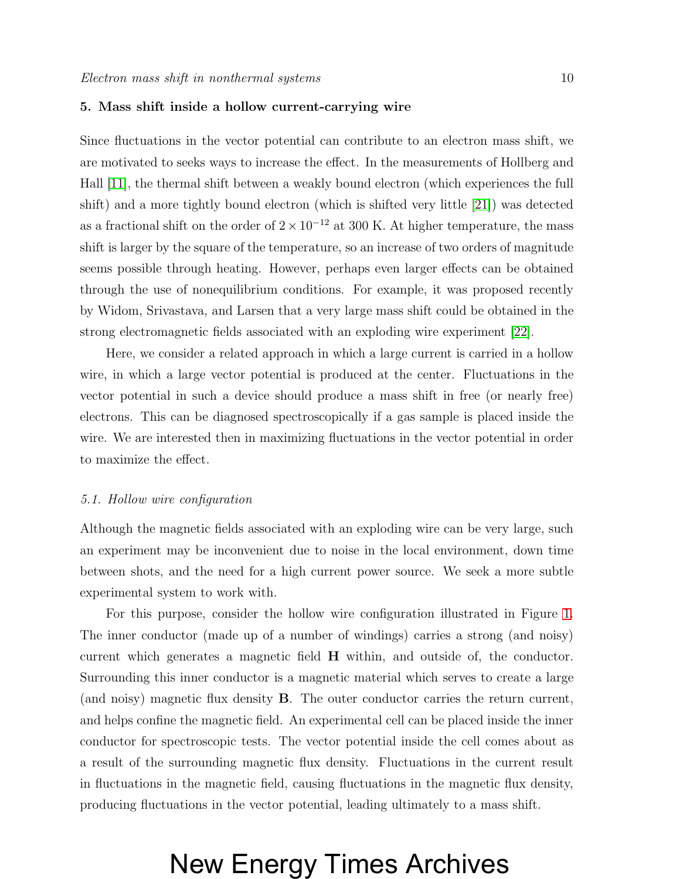## 5. Mass shift inside a hollow current-carrying wire

Since fluctuations in the vector potential can contribute to an electron mass shift, we are motivated to seeks ways to increase the effect. In the measurements of Hollberg and Hall [11], the thermal shift between a weakly bound electron (which experiences the full shift) and a more tightly bound electron (which is shifted very little [21]) was detected as a fractional shift on the order of $2 \times 10^{-12}$ at 300 K. At higher temperature, the mass shift is larger by the square of the temperature, so an increase of two orders of magnitude seems possible through heating. However, perhaps even larger effects can be obtained through the use of nonequilibrium conditions. For example, it was proposed recently by Widom, Srivastava, and Larsen that a very large mass shift could be obtained in the strong electromagnetic fields associated with an exploding wire experiment [22].

Here, we consider a related approach in which a large current is carried in a hollow wire, in which a large vector potential is produced at the center. Fluctuations in the vector potential in such a device should produce a mass shift in free (or nearly free) electrons. This can be diagnosed spectroscopically if a gas sample is placed inside the wire. We are interested then in maximizing fluctuations in the vector potential in order to maximize the effect.

### *5.1. Hollow wire configuration*

Although the magnetic fields associated with an exploding wire can be very large, such an experiment may be inconvenient due to noise in the local environment, down time between shots, and the need for a high current power source. We seek a more subtle experimental system to work with.

For this purpose, consider the hollow wire configuration illustrated in Figure 1. The inner conductor (made up of a number of windings) carries a strong (and noisy) current which generates a magnetic field $\mathbf{H}$ within, and outside of, the conductor. Surrounding this inner conductor is a magnetic material which serves to create a large (and noisy) magnetic flux density $\mathbf{B}$. The outer conductor carries the return current, and helps confine the magnetic field. An experimental cell can be placed inside the inner conductor for spectroscopic tests. The vector potential inside the cell comes about as a result of the surrounding magnetic flux density. Fluctuations in the current result in fluctuations in the magnetic field, causing fluctuations in the magnetic flux density, producing fluctuations in the vector potential, leading ultimately to a mass shift.

New Energy Times Archives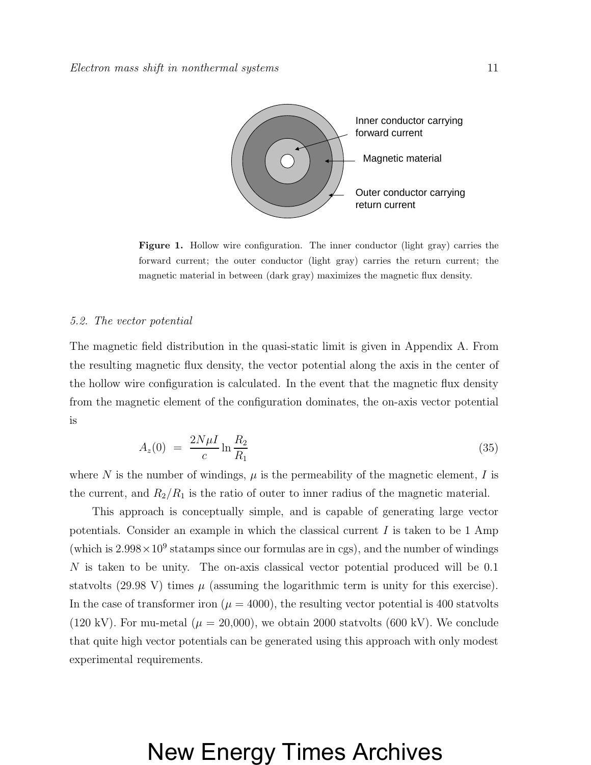Inner conductor carrying forward current

Magnetic material

Outer conductor carrying return current

**Figure 1.** Hollow wire configuration. The inner conductor (light gray) carries the forward current; the outer conductor (light gray) carries the return current; the magnetic material in between (dark gray) maximizes the magnetic flux density.

### *5.2. The vector potential*

The magnetic field distribution in the quasi-static limit is given in Appendix A. From the resulting magnetic flux density, the vector potential along the axis in the center of the hollow wire configuration is calculated. In the event that the magnetic flux density from the magnetic element of the configuration dominates, the on-axis vector potential is

$$A_z(0) \;=\; \frac{2N\mu I}{c} \ln \frac{R_2}{R_1} \tag{35}$$

where $N$ is the number of windings, $\mu$ is the permeability of the magnetic element, $I$ is the current, and $R_2/R_1$ is the ratio of outer to inner radius of the magnetic material.

This approach is conceptually simple, and is capable of generating large vector potentials. Consider an example in which the classical current $I$ is taken to be 1 Amp (which is $2.998 \times 10^9$ statamps since our formulas are in cgs), and the number of windings $N$ is taken to be unity. The on-axis classical vector potential produced will be 0.1 statvolts (29.98 V) times $\mu$ (assuming the logarithmic term is unity for this exercise). In the case of transformer iron ($\mu = 4000$), the resulting vector potential is 400 statvolts (120 kV). For mu-metal ($\mu$ = 20,000), we obtain 2000 statvolts (600 kV). We conclude that quite high vector potentials can be generated using this approach with only modest experimental requirements.

New Energy Times Archives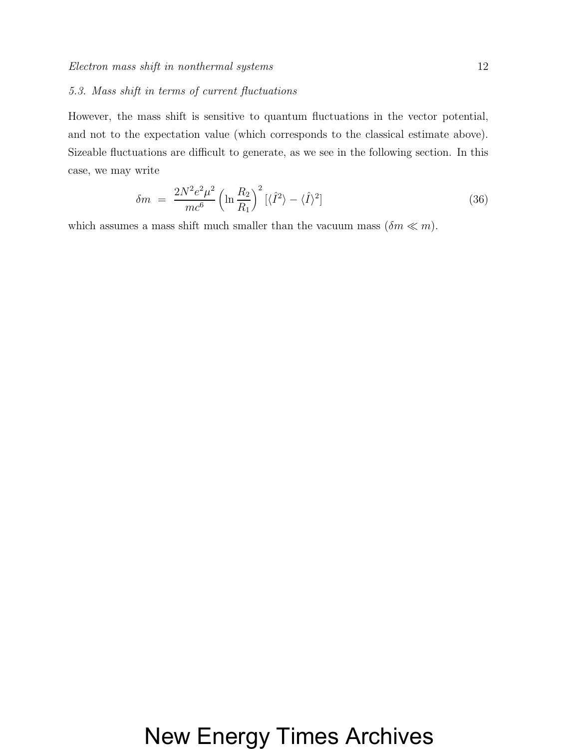### 5.3. Mass shift in terms of current fluctuations

However, the mass shift is sensitive to quantum fluctuations in the vector potential, and not to the expectation value (which corresponds to the classical estimate above). Sizeable fluctuations are difficult to generate, as we see in the following section. In this case, we may write

$$\delta m \;=\; \frac{2N^2 e^2 \mu^2}{mc^6}\left(\ln\frac{R_2}{R_1}\right)^2 [\langle \hat{I}^2 \rangle - \langle \hat{I} \rangle^2] \tag{36}$$

which assumes a mass shift much smaller than the vacuum mass ($\delta m \ll m$).

New Energy Times Archives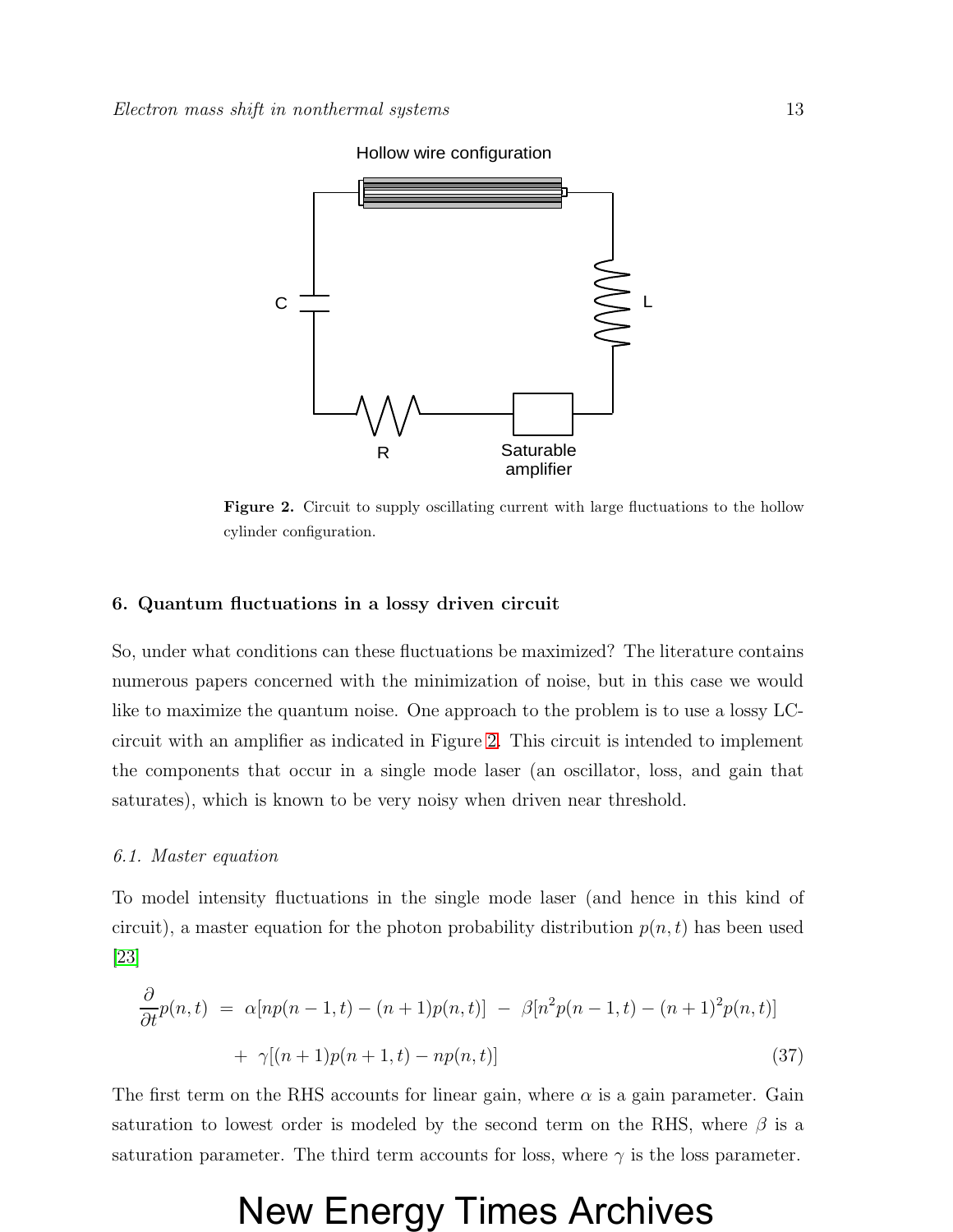Hollow wire configuration

C

L

R

Saturable amplifier

**Figure 2.** Circuit to supply oscillating current with large fluctuations to the hollow cylinder configuration.

## 6. Quantum fluctuations in a lossy driven circuit

So, under what conditions can these fluctuations be maximized? The literature contains numerous papers concerned with the minimization of noise, but in this case we would like to maximize the quantum noise. One approach to the problem is to use a lossy LC-circuit with an amplifier as indicated in Figure 2. This circuit is intended to implement the components that occur in a single mode laser (an oscillator, loss, and gain that saturates), which is known to be very noisy when driven near threshold.

### *6.1. Master equation*

To model intensity fluctuations in the single mode laser (and hence in this kind of circuit), a master equation for the photon probability distribution $p(n,t)$ has been used [23]

$$
\begin{aligned}
\frac{\partial}{\partial t}p(n,t) \; &= \; \alpha[np(n-1,t) - (n+1)p(n,t)] \; - \; \beta[n^2 p(n-1,t) - (n+1)^2 p(n,t)] \\
&+ \; \gamma[(n+1)p(n+1,t) - np(n,t)]
\end{aligned}
\tag{37}
$$

The first term on the RHS accounts for linear gain, where $\alpha$ is a gain parameter. Gain saturation to lowest order is modeled by the second term on the RHS, where $\beta$ is a saturation parameter. The third term accounts for loss, where $\gamma$ is the loss parameter.

New Energy Times Archives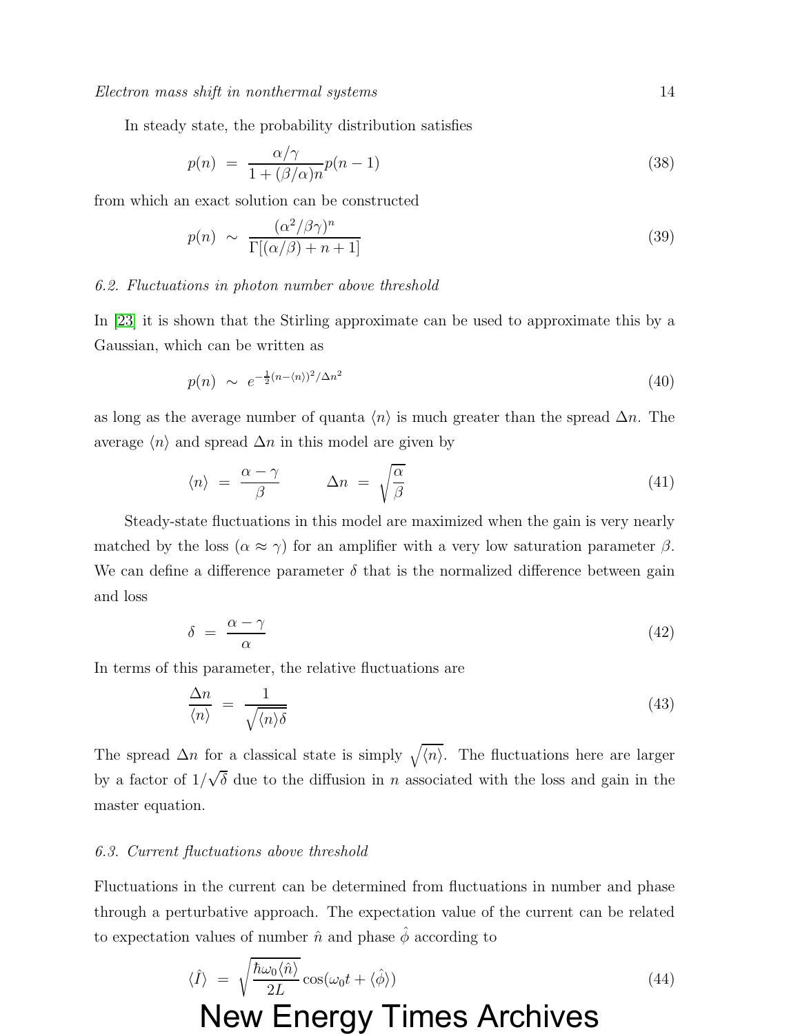In steady state, the probability distribution satisfies

$$p(n) \;=\; \frac{\alpha/\gamma}{1+(\beta/\alpha)n}p(n-1) \tag{38}$$

from which an exact solution can be constructed

$$p(n) \;\sim\; \frac{(\alpha^2/\beta\gamma)^n}{\Gamma[(\alpha/\beta)+n+1]} \tag{39}$$

### 6.2. Fluctuations in photon number above threshold

In [23] it is shown that the Stirling approximate can be used to approximate this by a Gaussian, which can be written as

$$p(n) \;\sim\; e^{-\frac{1}{2}(n-\langle n\rangle)^2/\Delta n^2} \tag{40}$$

as long as the average number of quanta $\langle n\rangle$ is much greater than the spread $\Delta n$. The average $\langle n\rangle$ and spread $\Delta n$ in this model are given by

$$\langle n\rangle \;=\; \frac{\alpha-\gamma}{\beta} \qquad\qquad \Delta n \;=\; \sqrt{\frac{\alpha}{\beta}} \tag{41}$$

Steady-state fluctuations in this model are maximized when the gain is very nearly matched by the loss ($\alpha \approx \gamma$) for an amplifier with a very low saturation parameter $\beta$. We can define a difference parameter $\delta$ that is the normalized difference between gain and loss

$$\delta \;=\; \frac{\alpha-\gamma}{\alpha} \tag{42}$$

In terms of this parameter, the relative fluctuations are

$$\frac{\Delta n}{\langle n\rangle} \;=\; \frac{1}{\sqrt{\langle n\rangle\delta}} \tag{43}$$

The spread $\Delta n$ for a classical state is simply $\sqrt{\langle n\rangle}$. The fluctuations here are larger by a factor of $1/\sqrt{\delta}$ due to the diffusion in $n$ associated with the loss and gain in the master equation.

### 6.3. Current fluctuations above threshold

Fluctuations in the current can be determined from fluctuations in number and phase through a perturbative approach. The expectation value of the current can be related to expectation values of number $\hat{n}$ and phase $\hat{\phi}$ according to

$$\langle\hat{I}\rangle \;=\; \sqrt{\frac{\hbar\omega_0\langle\hat{n}\rangle}{2L}}\cos(\omega_0 t+\langle\hat{\phi}\rangle) \tag{44}$$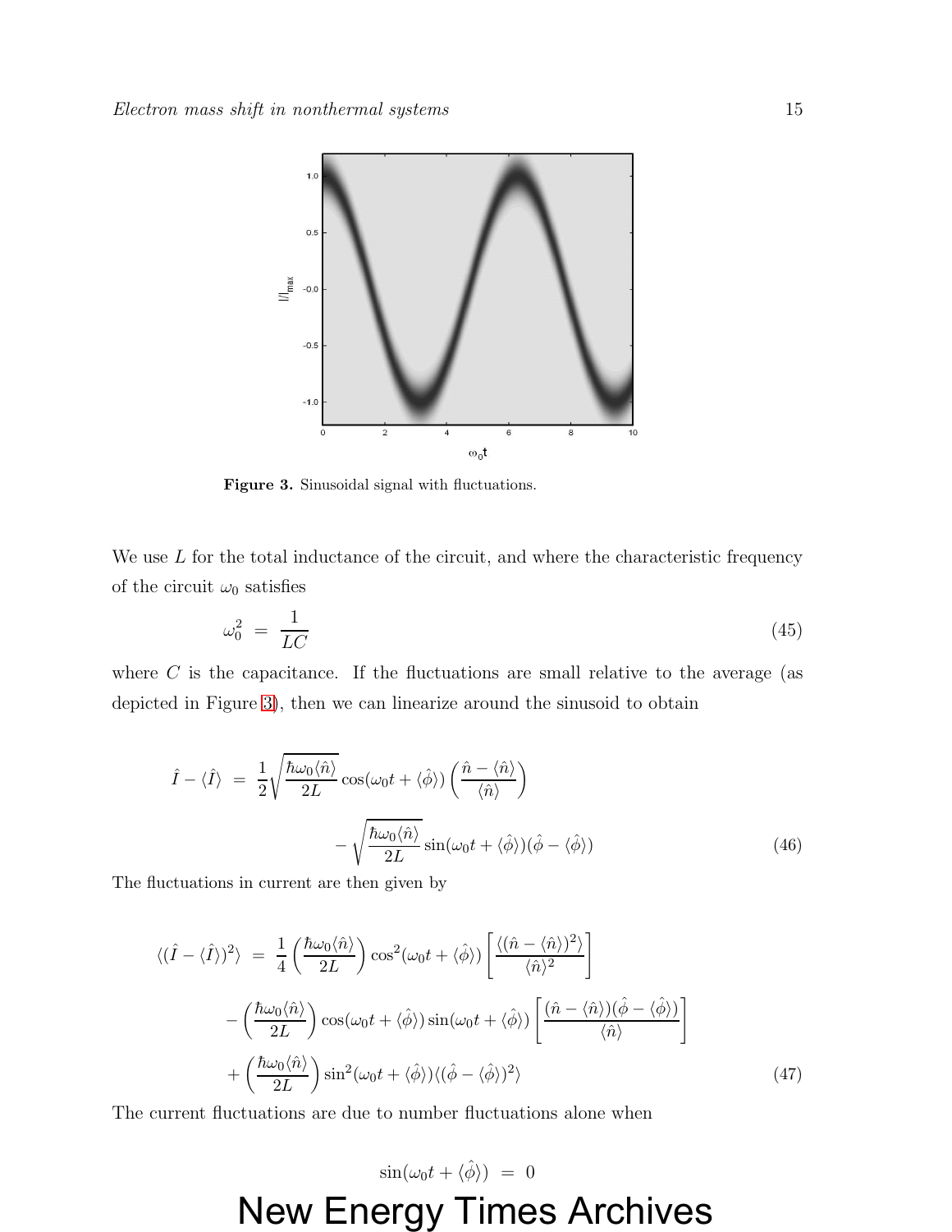1.0

0.5

-0.0

-0.5

-1.0

$I/I_{max}$

0 2 4 6 8 10

$\omega_0 t$

**Figure 3.** Sinusoidal signal with fluctuations.

We use $L$ for the total inductance of the circuit, and where the characteristic frequency of the circuit $\omega_0$ satisfies

$$\omega_0^2 \ = \ \frac{1}{LC} \tag{45}$$

where $C$ is the capacitance. If the fluctuations are small relative to the average (as depicted in Figure 3), then we can linearize around the sinusoid to obtain

$$\begin{aligned}
\hat{I} - \langle \hat{I} \rangle \ &= \ \frac{1}{2}\sqrt{\frac{\hbar\omega_0 \langle \hat{n} \rangle}{2L}} \cos(\omega_0 t + \langle \hat{\phi} \rangle) \left( \frac{\hat{n} - \langle \hat{n} \rangle}{\langle \hat{n} \rangle} \right) \\
&\qquad - \sqrt{\frac{\hbar\omega_0 \langle \hat{n} \rangle}{2L}} \sin(\omega_0 t + \langle \hat{\phi} \rangle)(\hat{\phi} - \langle \hat{\phi} \rangle)
\end{aligned} \tag{46}$$

The fluctuations in current are then given by

$$\begin{aligned}
\langle (\hat{I} - \langle \hat{I} \rangle)^2 \rangle \ &= \ \frac{1}{4}\left( \frac{\hbar\omega_0 \langle \hat{n} \rangle}{2L} \right) \cos^2(\omega_0 t + \langle \hat{\phi} \rangle) \left[ \frac{\langle (\hat{n} - \langle \hat{n} \rangle)^2 \rangle}{\langle \hat{n} \rangle^2} \right] \\
&- \left( \frac{\hbar\omega_0 \langle \hat{n} \rangle}{2L} \right) \cos(\omega_0 t + \langle \hat{\phi} \rangle) \sin(\omega_0 t + \langle \hat{\phi} \rangle) \left[ \frac{\langle (\hat{n} - \langle \hat{n} \rangle)(\hat{\phi} - \langle \hat{\phi} \rangle) \rangle}{\langle \hat{n} \rangle} \right] \\
&+ \left( \frac{\hbar\omega_0 \langle \hat{n} \rangle}{2L} \right) \sin^2(\omega_0 t + \langle \hat{\phi} \rangle) \langle (\hat{\phi} - \langle \hat{\phi} \rangle)^2 \rangle
\end{aligned} \tag{47}$$

The current fluctuations are due to number fluctuations alone when

$$\sin(\omega_0 t + \langle \hat{\phi} \rangle) \ = \ 0$$

New Energy Times Archives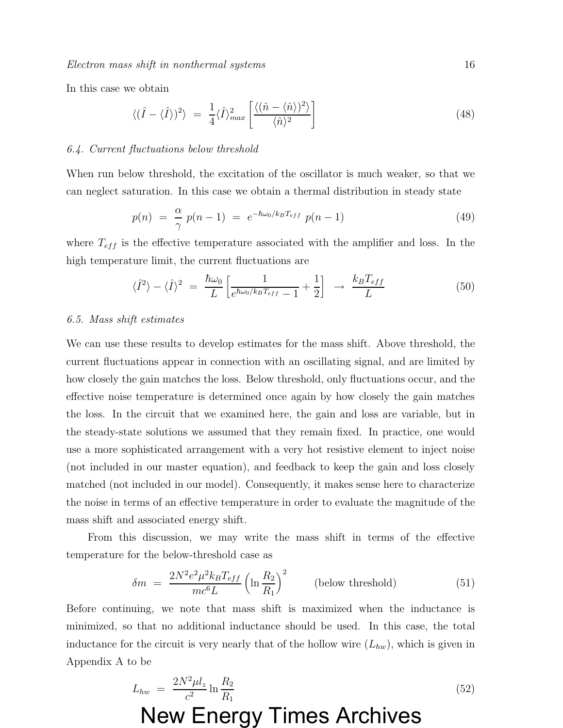In this case we obtain

$$\langle (\hat{I} - \langle \hat{I} \rangle)^2 \rangle \;=\; \frac{1}{4} \langle \hat{I} \rangle^2_{max} \left[ \frac{\langle (\hat{n} - \langle \hat{n} \rangle)^2 \rangle}{\langle \hat{n} \rangle^2} \right] \tag{48}$$

### 6.4. Current fluctuations below threshold

When run below threshold, the excitation of the oscillator is much weaker, so that we can neglect saturation. In this case we obtain a thermal distribution in steady state

$$p(n) \;=\; \frac{\alpha}{\gamma} \; p(n-1) \;=\; e^{-\hbar \omega_0 / k_B T_{eff}} \; p(n-1) \tag{49}$$

where $T_{eff}$ is the effective temperature associated with the amplifier and loss. In the high temperature limit, the current fluctuations are

$$\langle \hat{I}^2 \rangle - \langle \hat{I} \rangle^2 \;=\; \frac{\hbar \omega_0}{L} \left[ \frac{1}{e^{\hbar \omega_0 / k_B T_{eff}} - 1} + \frac{1}{2} \right] \;\rightarrow\; \frac{k_B T_{eff}}{L} \tag{50}$$

### 6.5. Mass shift estimates

We can use these results to develop estimates for the mass shift. Above threshold, the current fluctuations appear in connection with an oscillating signal, and are limited by how closely the gain matches the loss. Below threshold, only fluctuations occur, and the effective noise temperature is determined once again by how closely the gain matches the loss. In the circuit that we examined here, the gain and loss are variable, but in the steady-state solutions we assumed that they remain fixed. In practice, one would use a more sophisticated arrangement with a very hot resistive element to inject noise (not included in our master equation), and feedback to keep the gain and loss closely matched (not included in our model). Consequently, it makes sense here to characterize the noise in terms of an effective temperature in order to evaluate the magnitude of the mass shift and associated energy shift.

From this discussion, we may write the mass shift in terms of the effective temperature for the below-threshold case as

$$\delta m \;=\; \frac{2 N^2 e^2 \mu^2 k_B T_{eff}}{m c^6 L} \left( \ln \frac{R_2}{R_1} \right)^2 \qquad \text{(below threshold)} \tag{51}$$

Before continuing, we note that mass shift is maximized when the inductance is minimized, so that no additional inductance should be used. In this case, the total inductance for the circuit is very nearly that of the hollow wire ($L_{hw}$), which is given in Appendix A to be

$$L_{hw} \;=\; \frac{2 N^2 \mu l_z}{c^2} \ln \frac{R_2}{R_1} \tag{52}$$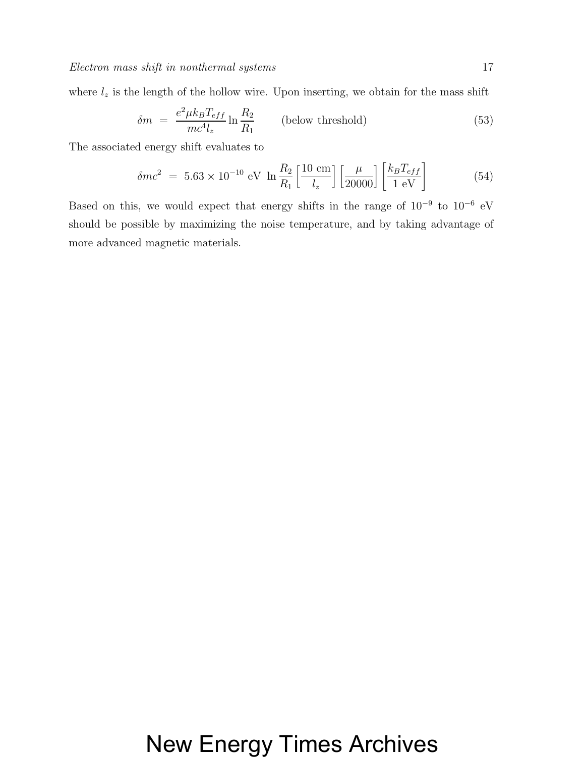where $l_z$ is the length of the hollow wire. Upon inserting, we obtain for the mass shift

$$\delta m \;=\; \frac{e^2 \mu k_B T_{eff}}{mc^4 l_z} \ln \frac{R_2}{R_1} \qquad \text{(below threshold)} \tag{53}$$

The associated energy shift evaluates to

$$\delta mc^2 \;=\; 5.63 \times 10^{-10} \text{ eV } \ln \frac{R_2}{R_1} \left[ \frac{10 \text{ cm}}{l_z} \right] \left[ \frac{\mu}{20000} \right] \left[ \frac{k_B T_{eff}}{1 \text{ eV}} \right] \tag{54}$$

Based on this, we would expect that energy shifts in the range of $10^{-9}$ to $10^{-6}$ eV should be possible by maximizing the noise temperature, and by taking advantage of more advanced magnetic materials.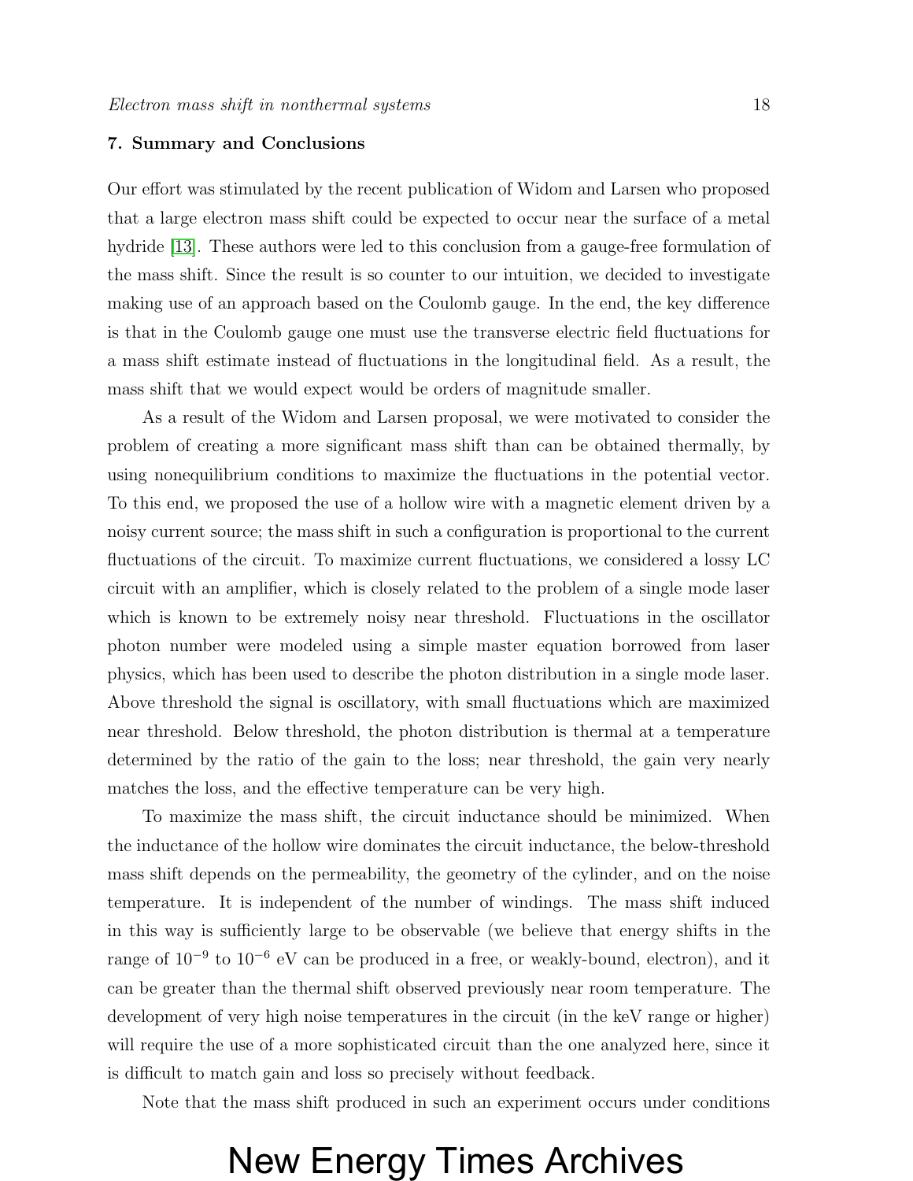## 7. Summary and Conclusions

Our effort was stimulated by the recent publication of Widom and Larsen who proposed that a large electron mass shift could be expected to occur near the surface of a metal hydride [13]. These authors were led to this conclusion from a gauge-free formulation of the mass shift. Since the result is so counter to our intuition, we decided to investigate making use of an approach based on the Coulomb gauge. In the end, the key difference is that in the Coulomb gauge one must use the transverse electric field fluctuations for a mass shift estimate instead of fluctuations in the longitudinal field. As a result, the mass shift that we would expect would be orders of magnitude smaller.

As a result of the Widom and Larsen proposal, we were motivated to consider the problem of creating a more significant mass shift than can be obtained thermally, by using nonequilibrium conditions to maximize the fluctuations in the potential vector. To this end, we proposed the use of a hollow wire with a magnetic element driven by a noisy current source; the mass shift in such a configuration is proportional to the current fluctuations of the circuit. To maximize current fluctuations, we considered a lossy LC circuit with an amplifier, which is closely related to the problem of a single mode laser which is known to be extremely noisy near threshold. Fluctuations in the oscillator photon number were modeled using a simple master equation borrowed from laser physics, which has been used to describe the photon distribution in a single mode laser. Above threshold the signal is oscillatory, with small fluctuations which are maximized near threshold. Below threshold, the photon distribution is thermal at a temperature determined by the ratio of the gain to the loss; near threshold, the gain very nearly matches the loss, and the effective temperature can be very high.

To maximize the mass shift, the circuit inductance should be minimized. When the inductance of the hollow wire dominates the circuit inductance, the below-threshold mass shift depends on the permeability, the geometry of the cylinder, and on the noise temperature. It is independent of the number of windings. The mass shift induced in this way is sufficiently large to be observable (we believe that energy shifts in the range of $10^{-9}$ to $10^{-6}$ eV can be produced in a free, or weakly-bound, electron), and it can be greater than the thermal shift observed previously near room temperature. The development of very high noise temperatures in the circuit (in the keV range or higher) will require the use of a more sophisticated circuit than the one analyzed here, since it is difficult to match gain and loss so precisely without feedback.

Note that the mass shift produced in such an experiment occurs under conditions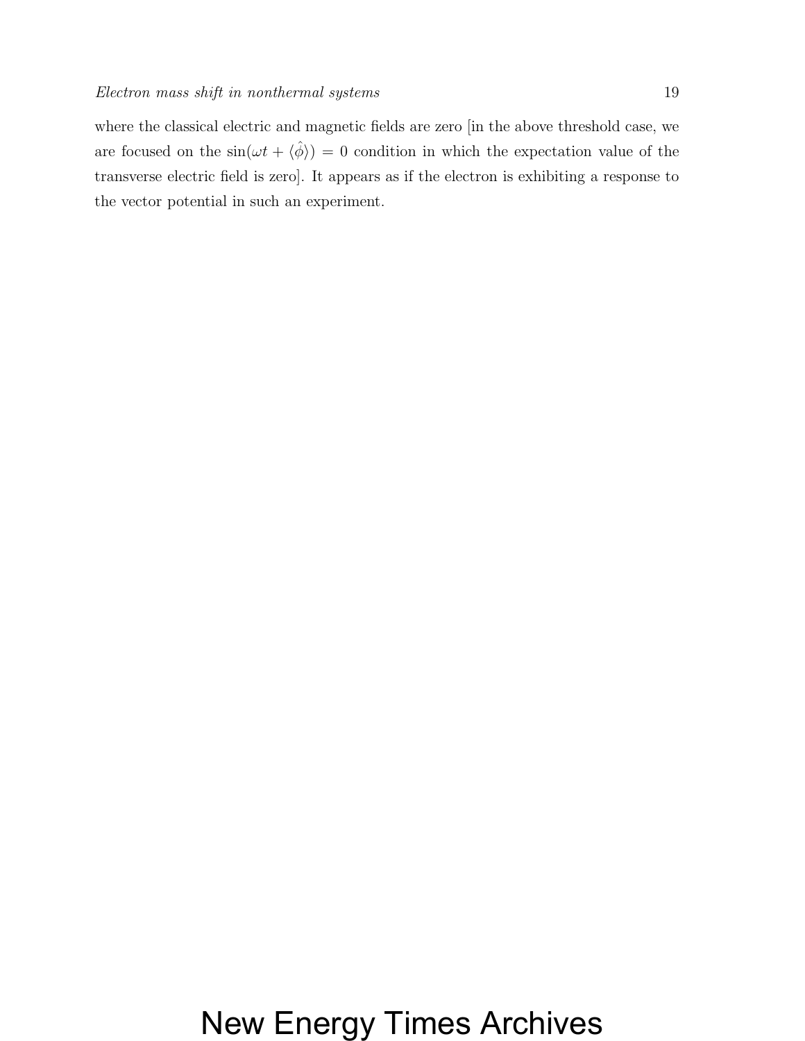where the classical electric and magnetic fields are zero [in the above threshold case, we are focused on the $\sin(\omega t + \langle\hat{\phi}\rangle) = 0$ condition in which the expectation value of the transverse electric field is zero]. It appears as if the electron is exhibiting a response to the vector potential in such an experiment.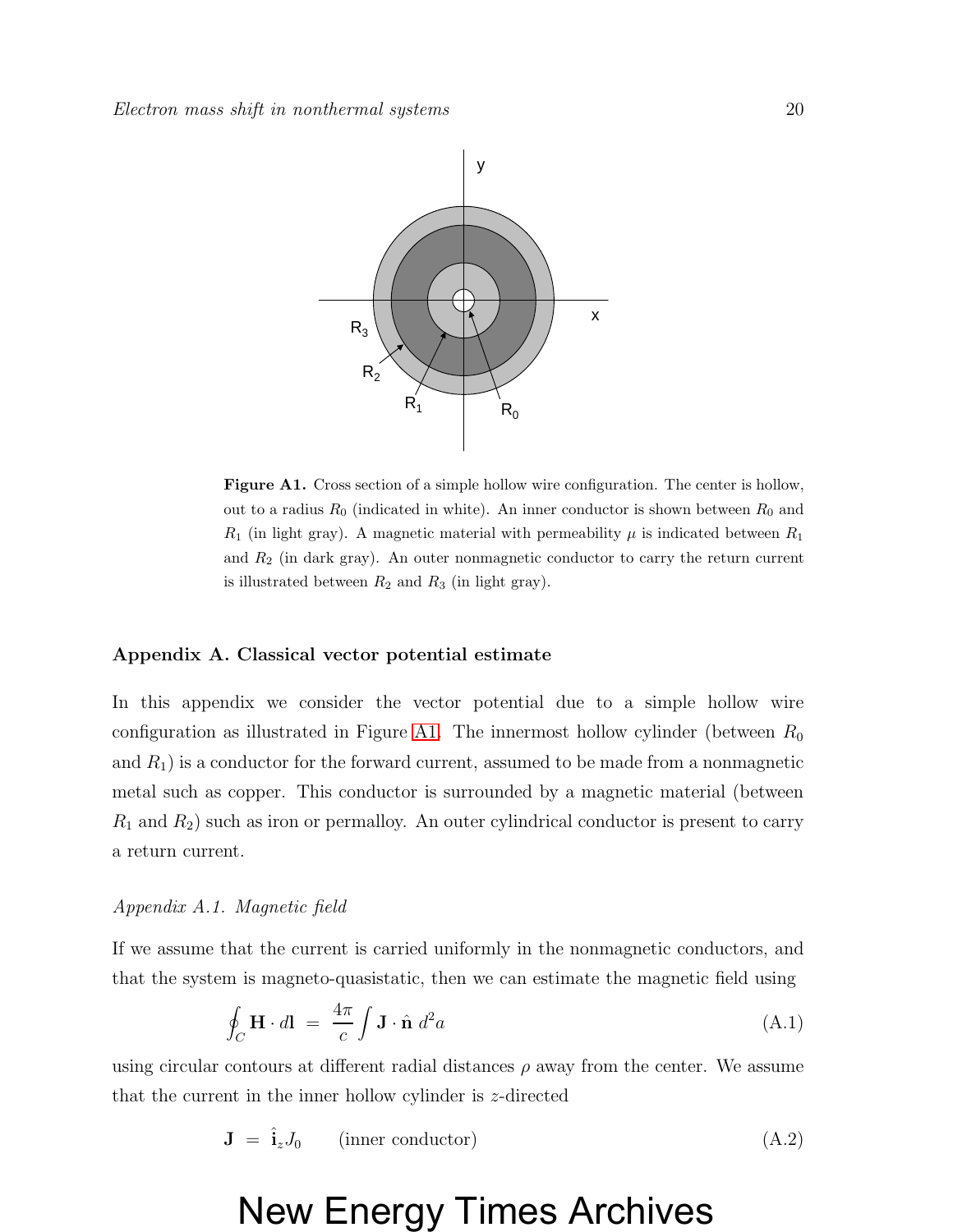y

x

R$_3$

R$_2$

R$_1$

R$_0$

**Figure A1.** Cross section of a simple hollow wire configuration. The center is hollow, out to a radius $R_0$ (indicated in white). An inner conductor is shown between $R_0$ and $R_1$ (in light gray). A magnetic material with permeability $\mu$ is indicated between $R_1$ and $R_2$ (in dark gray). An outer nonmagnetic conductor to carry the return current is illustrated between $R_2$ and $R_3$ (in light gray).

## Appendix A. Classical vector potential estimate

In this appendix we consider the vector potential due to a simple hollow wire configuration as illustrated in Figure A1. The innermost hollow cylinder (between $R_0$ and $R_1$) is a conductor for the forward current, assumed to be made from a nonmagnetic metal such as copper. This conductor is surrounded by a magnetic material (between $R_1$ and $R_2$) such as iron or permalloy. An outer cylindrical conductor is present to carry a return current.

### *Appendix A.1. Magnetic field*

If we assume that the current is carried uniformly in the nonmagnetic conductors, and that the system is magneto-quasistatic, then we can estimate the magnetic field using

$$\oint_C \mathbf{H} \cdot d\mathbf{l} \ = \ \frac{4\pi}{c} \int \mathbf{J} \cdot \hat{\mathbf{n}} \ d^2a \tag{A.1}$$

using circular contours at different radial distances $\rho$ away from the center. We assume that the current in the inner hollow cylinder is $z$-directed

$$\mathbf{J} \ = \ \hat{\mathbf{i}}_z J_0 \qquad \text{(inner conductor)} \tag{A.2}$$

New Energy Times Archives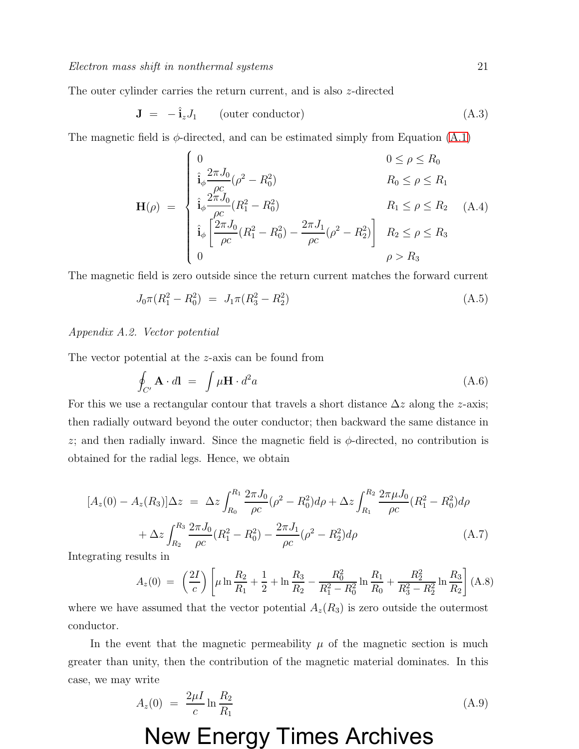The outer cylinder carries the return current, and is also $z$-directed

$$\mathbf{J} \;=\; -\hat{\mathbf{i}}_z J_1 \qquad \text{(outer conductor)} \tag{A.3}$$

The magnetic field is $\phi$-directed, and can be estimated simply from Equation (A.1)

$$\mathbf{H}(\rho) \;=\; \begin{cases} 0 & 0 \leq \rho \leq R_0 \\ \hat{\mathbf{i}}_\phi \dfrac{2\pi J_0}{\rho c}(\rho^2 - R_0^2) & R_0 \leq \rho \leq R_1 \\ \hat{\mathbf{i}}_\phi \dfrac{2\pi J_0}{\rho c}(R_1^2 - R_0^2) & R_1 \leq \rho \leq R_2 \\ \hat{\mathbf{i}}_\phi \left[ \dfrac{2\pi J_0}{\rho c}(R_1^2 - R_0^2) - \dfrac{2\pi J_1}{\rho c}(\rho^2 - R_2^2) \right] & R_2 \leq \rho \leq R_3 \\ 0 & \rho > R_3 \end{cases} \tag{A.4}$$

The magnetic field is zero outside since the return current matches the forward current

$$J_0 \pi (R_1^2 - R_0^2) \;=\; J_1 \pi (R_3^2 - R_2^2) \tag{A.5}$$

*Appendix A.2. Vector potential*

The vector potential at the $z$-axis can be found from

$$\oint_{C'} \mathbf{A} \cdot d\mathbf{l} \;=\; \int \mu \mathbf{H} \cdot d^2 a \tag{A.6}$$

For this we use a rectangular contour that travels a short distance $\Delta z$ along the $z$-axis; then radially outward beyond the outer conductor; then backward the same distance in $z$; and then radially inward. Since the magnetic field is $\phi$-directed, no contribution is obtained for the radial legs. Hence, we obtain

$$\begin{aligned} [A_z(0) - A_z(R_3)]\Delta z \;&=\; \Delta z \int_{R_0}^{R_1} \frac{2\pi J_0}{\rho c}(\rho^2 - R_0^2) d\rho + \Delta z \int_{R_1}^{R_2} \frac{2\pi \mu J_0}{\rho c}(R_1^2 - R_0^2) d\rho \\ &+ \Delta z \int_{R_2}^{R_3} \frac{2\pi J_0}{\rho c}(R_1^2 - R_0^2) - \frac{2\pi J_1}{\rho c}(\rho^2 - R_2^2) d\rho \end{aligned} \tag{A.7}$$

Integrating results in

$$A_z(0) \;=\; \left(\frac{2I}{c}\right) \left[ \mu \ln \frac{R_2}{R_1} + \frac{1}{2} + \ln \frac{R_3}{R_2} - \frac{R_0^2}{R_1^2 - R_0^2} \ln \frac{R_1}{R_0} + \frac{R_2^2}{R_3^2 - R_2^2} \ln \frac{R_3}{R_2} \right] \tag{A.8}$$

where we have assumed that the vector potential $A_z(R_3)$ is zero outside the outermost conductor.

In the event that the magnetic permeability $\mu$ of the magnetic section is much greater than unity, then the contribution of the magnetic material dominates. In this case, we may write

$$A_z(0) \;=\; \frac{2\mu I}{c} \ln \frac{R_2}{R_1} \tag{A.9}$$

New Energy Times Archives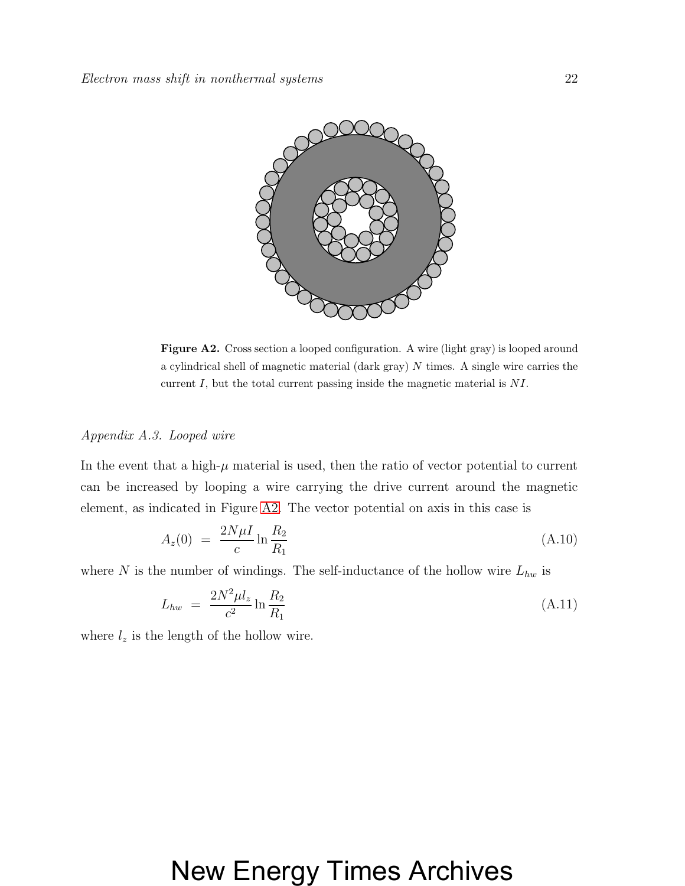**Figure A2.** Cross section a looped configuration. A wire (light gray) is looped around a cylindrical shell of magnetic material (dark gray) $N$ times. A single wire carries the current $I$, but the total current passing inside the magnetic material is $NI$.

*Appendix A.3. Looped wire*

In the event that a high-$\mu$ material is used, then the ratio of vector potential to current can be increased by looping a wire carrying the drive current around the magnetic element, as indicated in Figure A2. The vector potential on axis in this case is

$$A_z(0) = \frac{2N\mu I}{c} \ln \frac{R_2}{R_1} \tag{A.10}$$

where $N$ is the number of windings. The self-inductance of the hollow wire $L_{hw}$ is

$$L_{hw} = \frac{2N^2 \mu l_z}{c^2} \ln \frac{R_2}{R_1} \tag{A.11}$$

where $l_z$ is the length of the hollow wire.

New Energy Times Archives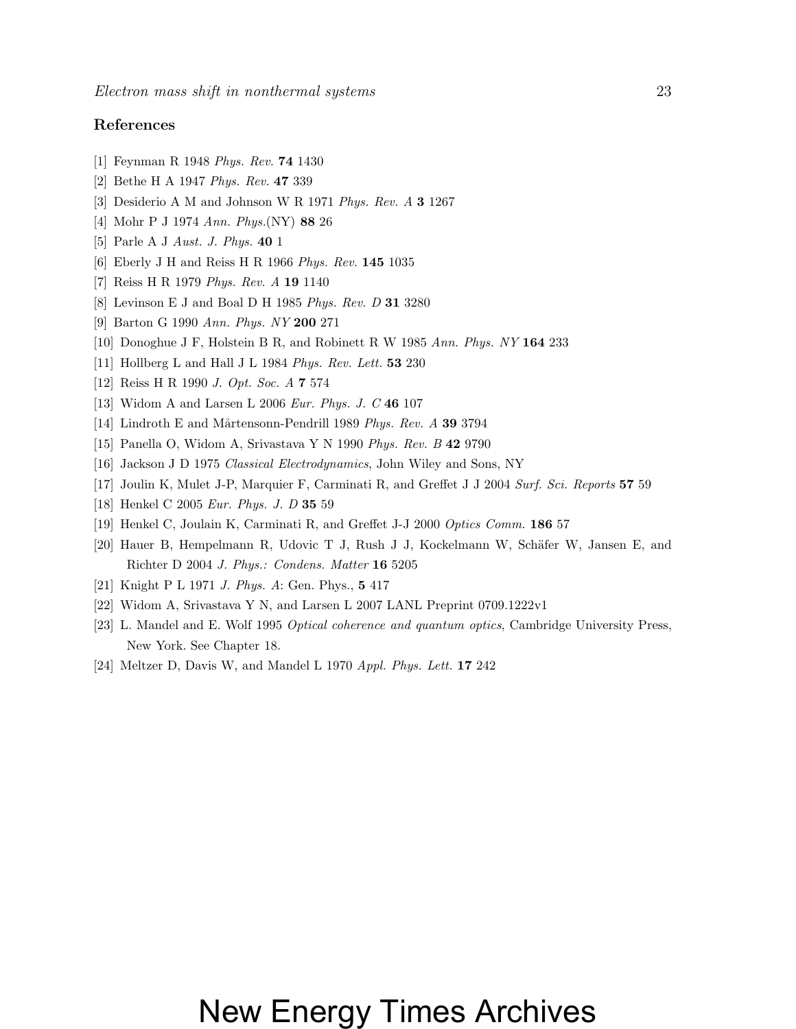## References

[1] Feynman R 1948 *Phys. Rev.* **74** 1430

[2] Bethe H A 1947 *Phys. Rev.* **47** 339

[3] Desiderio A M and Johnson W R 1971 *Phys. Rev. A* **3** 1267

[4] Mohr P J 1974 *Ann. Phys.*(NY) **88** 26

[5] Parle A J *Aust. J. Phys.* **40** 1

[6] Eberly J H and Reiss H R 1966 *Phys. Rev.* **145** 1035

[7] Reiss H R 1979 *Phys. Rev. A* **19** 1140

[8] Levinson E J and Boal D H 1985 *Phys. Rev. D* **31** 3280

[9] Barton G 1990 *Ann. Phys. NY* **200** 271

[10] Donoghue J F, Holstein B R, and Robinett R W 1985 *Ann. Phys. NY* **164** 233

[11] Hollberg L and Hall J L 1984 *Phys. Rev. Lett.* **53** 230

[12] Reiss H R 1990 *J. Opt. Soc. A* **7** 574

[13] Widom A and Larsen L 2006 *Eur. Phys. J. C* **46** 107

[14] Lindroth E and Mårtensonn-Pendrill 1989 *Phys. Rev. A* **39** 3794

[15] Panella O, Widom A, Srivastava Y N 1990 *Phys. Rev. B* **42** 9790

[16] Jackson J D 1975 *Classical Electrodynamics*, John Wiley and Sons, NY

[17] Joulin K, Mulet J-P, Marquier F, Carminati R, and Greffet J J 2004 *Surf. Sci. Reports* **57** 59

[18] Henkel C 2005 *Eur. Phys. J. D* **35** 59

[19] Henkel C, Joulain K, Carminati R, and Greffet J-J 2000 *Optics Comm.* **186** 57

[20] Hauer B, Hempelmann R, Udovic T J, Rush J J, Kockelmann W, Schäfer W, Jansen E, and Richter D 2004 *J. Phys.: Condens. Matter* **16** 5205

[21] Knight P L 1971 *J. Phys. A*: Gen. Phys., **5** 417

[22] Widom A, Srivastava Y N, and Larsen L 2007 LANL Preprint 0709.1222v1

[23] L. Mandel and E. Wolf 1995 *Optical coherence and quantum optics*, Cambridge University Press, New York. See Chapter 18.

[24] Meltzer D, Davis W, and Mandel L 1970 *Appl. Phys. Lett.* **17** 242

New Energy Times Archives